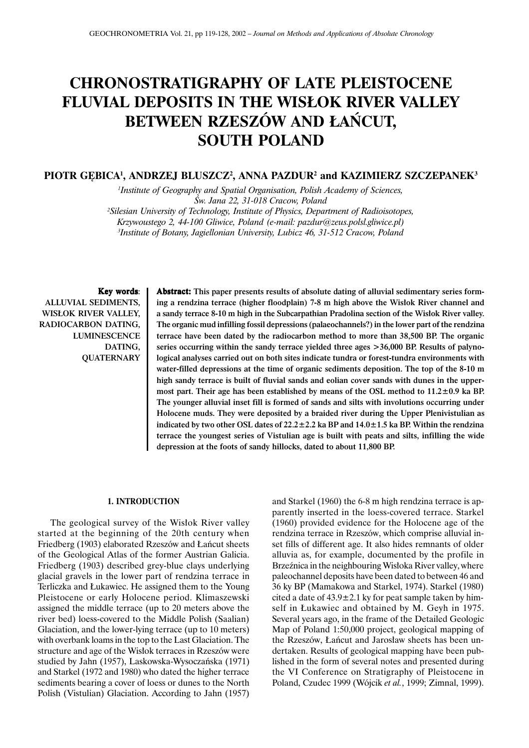# CHRONOSTRATIGRAPHY OF LATE PLEISTOCENE FLUVIAL DEPOSITS IN THE WISŁOK RIVER VALLEY BETWEEN RZESZÓW AND ŁAŃCUT, SOUTH POLAND

**PIOTR GĘBICA[1], ANDRZEJ BLUSZCZ[2], ANNA PAZDUR[2] and KAZIMIERZ SZCZEPANEK[3]**

[1]*Institute of Geography and Spatial Organisation, Polish Academy of Sciences, Św. Jana 22, 31-018 Cracow, Poland*
[2]*Silesian University of Technology, Institute of Physics, Department of Radioisotopes, Krzywoustego 2, 44-100 Gliwice, Poland (e-mail: pazdur@zeus.polsl.gliwice.pl)*
[3]*Institute of Botany, Jagiellonian University, Lubicz 46, 31-512 Cracow, Poland*

**Key words**: ALLUVIAL SEDIMENTS, WISŁOK RIVER VALLEY, RADIOCARBON DATING, LUMINESCENCE DATING, QUATERNARY

**Abstract: This paper presents results of absolute dating of alluvial sedimentary series forming a rendzina terrace (higher floodplain) 7-8 m high above the Wisłok River channel and a sandy terrace 8-10 m high in the Subcarpathian Pradolina section of the Wisłok River valley. The organic mud infilling fossil depressions (palaeochannels?) in the lower part of the rendzina terrace have been dated by the radiocarbon method to more than 38,500 BP. The organic series occurring within the sandy terrace yielded three ages >36,000 BP. Results of palynological analyses carried out on both sites indicate tundra or forest-tundra environments with water-filled depressions at the time of organic sediments deposition. The top of the 8-10 m high sandy terrace is built of fluvial sands and eolian cover sands with dunes in the uppermost part. Their age has been established by means of the OSL method to 11.2±0.9 ka BP. The younger alluvial inset fill is formed of sands and silts with involutions occurring under Holocene muds. They were deposited by a braided river during the Upper Plenivistulian as indicated by two other OSL dates of 22.2±2.2 ka BP and 14.0±1.5 ka BP. Within the rendzina terrace the youngest series of Vistulian age is built with peats and silts, infilling the wide depression at the foots of sandy hillocks, dated to about 11,800 BP.**

## 1. INTRODUCTION

The geological survey of the Wisłok River valley started at the beginning of the 20th century when Friedberg (1903) elaborated Rzeszów and Łańcut sheets of the Geological Atlas of the former Austrian Galicia. Friedberg (1903) described grey-blue clays underlying glacial gravels in the lower part of rendzina terrace in Terliczka and Łukawiec. He assigned them to the Young Pleistocene or early Holocene period. Klimaszewski assigned the middle terrace (up to 20 meters above the river bed) loess-covered to the Middle Polish (Saalian) Glaciation, and the lower-lying terrace (up to 10 meters) with overbank loams in the top to the Last Glaciation. The structure and age of the Wisłok terraces in Rzeszów were studied by Jahn (1957), Laskowska-Wysoczańska (1971) and Starkel (1972 and 1980) who dated the higher terrace sediments bearing a cover of loess or dunes to the North Polish (Vistulian) Glaciation. According to Jahn (1957) and Starkel (1960) the 6-8 m high rendzina terrace is apparently inserted in the loess-covered terrace. Starkel (1960) provided evidence for the Holocene age of the rendzina terrace in Rzeszów, which comprise alluvial inset fills of different age. It also hides remnants of older alluvia as, for example, documented by the profile in Brzeźnica in the neighbouring Wisłoka River valley, where paleochannel deposits have been dated to between 46 and 36 ky BP (Mamakowa and Starkel, 1974). Starkel (1980) cited a date of 43.9±2.1 ky for peat sample taken by himself in Łukawiec and obtained by M. Geyh in 1975. Several years ago, in the frame of the Detailed Geologic Map of Poland 1:50,000 project, geological mapping of the Rzeszów, Łańcut and Jarosław sheets has been undertaken. Results of geological mapping have been published in the form of several notes and presented during the VI Conference on Stratigraphy of Pleistocene in Poland, Czudec 1999 (Wójcik *et al.*, 1999; Zimnal, 1999).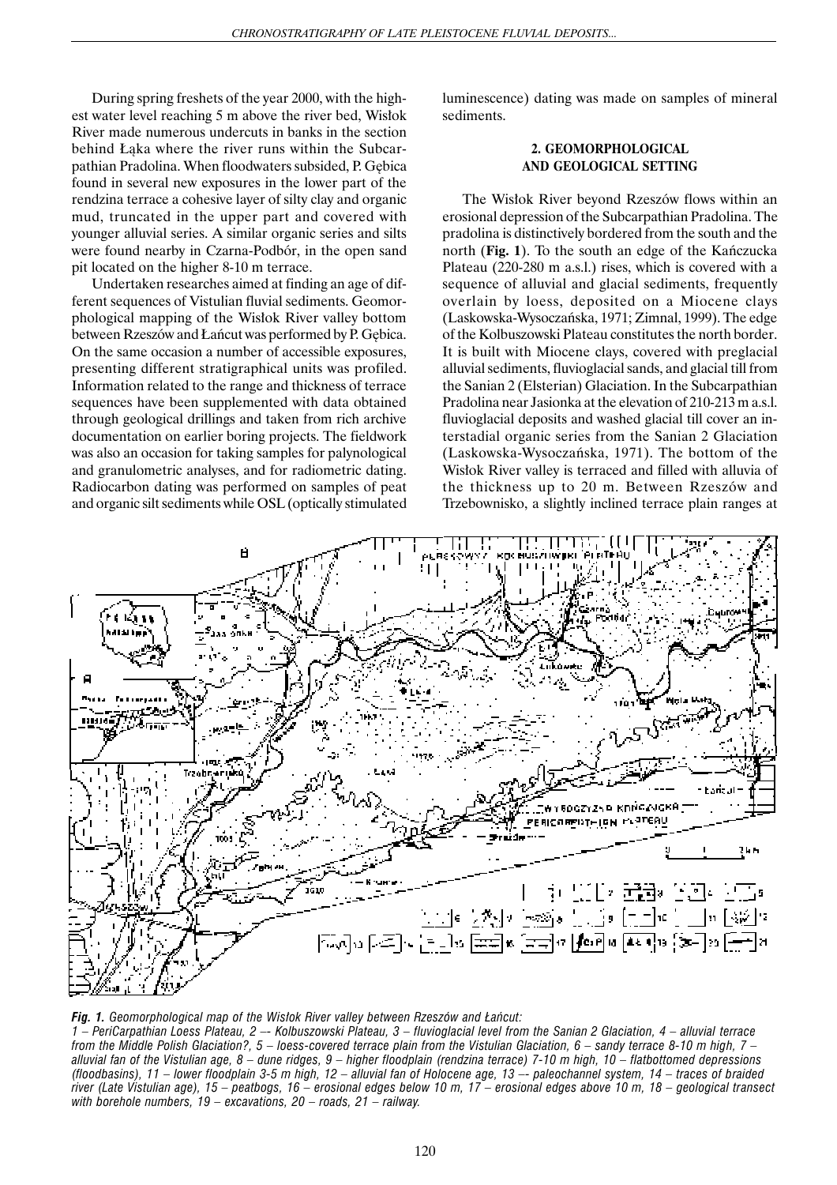During spring freshets of the year 2000, with the highest water level reaching 5 m above the river bed, Wisłok River made numerous undercuts in banks in the section behind Łąka where the river runs within the Subcarpathian Pradolina. When floodwaters subsided, P. Gębica found in several new exposures in the lower part of the rendzina terrace a cohesive layer of silty clay and organic mud, truncated in the upper part and covered with younger alluvial series. A similar organic series and silts were found nearby in Czarna-Podbór, in the open sand pit located on the higher 8-10 m terrace.

Undertaken researches aimed at finding an age of different sequences of Vistulian fluvial sediments. Geomorphological mapping of the Wisłok River valley bottom between Rzeszów and Łańcut was performed by P. Gębica. On the same occasion a number of accessible exposures, presenting different stratigraphical units was profiled. Information related to the range and thickness of terrace sequences have been supplemented with data obtained through geological drillings and taken from rich archive documentation on earlier boring projects. The fieldwork was also an occasion for taking samples for palynological and granulometric analyses, and for radiometric dating. Radiocarbon dating was performed on samples of peat and organic silt sediments while OSL (optically stimulated luminescence) dating was made on samples of mineral sediments.

## 2. GEOMORPHOLOGICAL AND GEOLOGICAL SETTING

The Wisłok River beyond Rzeszów flows within an erosional depression of the Subcarpathian Pradolina. The pradolina is distinctively bordered from the south and the north (**Fig. 1**). To the south an edge of the Kańczucka Plateau (220-280 m a.s.l.) rises, which is covered with a sequence of alluvial and glacial sediments, frequently overlain by loess, deposited on a Miocene clays (Laskowska-Wysoczańska, 1971; Zimnal, 1999). The edge of the Kolbuszowski Plateau constitutes the north border. It is built with Miocene clays, covered with preglacial alluvial sediments, fluvioglacial sands, and glacial till from the Sanian 2 (Elsterian) Glaciation. In the Subcarpathian Pradolina near Jasionka at the elevation of 210-213 m a.s.l. fluvioglacial deposits and washed glacial till cover an interstadial organic series from the Sanian 2 Glaciation (Laskowska-Wysoczańska, 1971). The bottom of the Wisłok River valley is terraced and filled with alluvia of the thickness up to 20 m. Between Rzeszów and Trzebownisko, a slightly inclined terrace plain ranges at

***Fig. 1.*** *Geomorphological map of the Wisłok River valley between Rzeszów and Łańcut:*
*1 – PeriCarpathian Loess Plateau, 2 –- Kolbuszowski Plateau, 3 – fluvioglacial level from the Sanian 2 Glaciation, 4 – alluvial terrace from the Middle Polish Glaciation?, 5 – loess-covered terrace plain from the Vistulian Glaciation, 6 – sandy terrace 8-10 m high, 7 – alluvial fan of the Vistulian age, 8 – dune ridges, 9 – higher floodplain (rendzina terrace) 7-10 m high, 10 – flatbottomed depressions (floodbasins), 11 – lower floodplain 3-5 m high, 12 – alluvial fan of Holocene age, 13 –- paleochannel system, 14 – traces of braided river (Late Vistulian age), 15 – peatbogs, 16 – erosional edges below 10 m, 17 – erosional edges above 10 m, 18 – geological transect with borehole numbers, 19 – excavations, 20 – roads, 21 – railway.*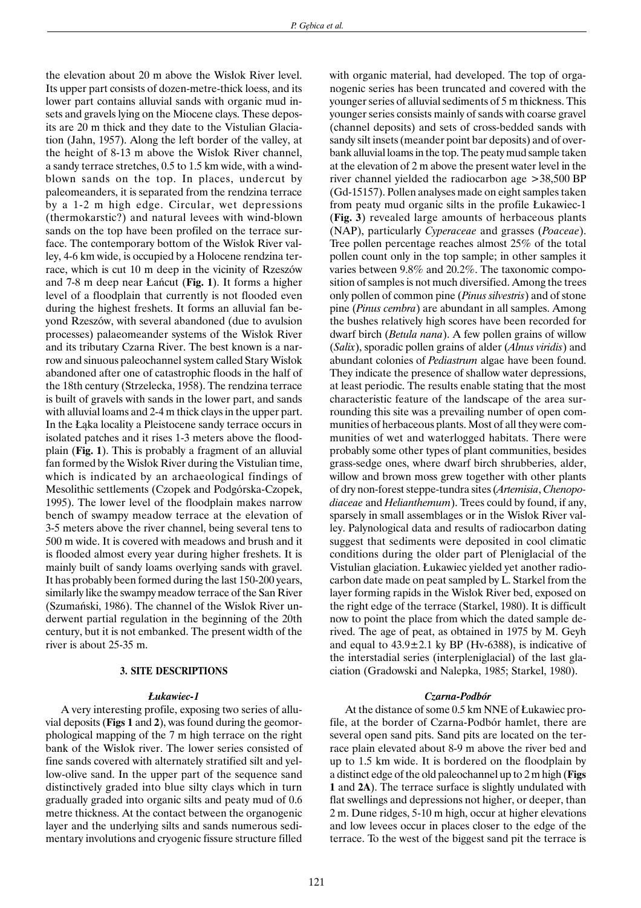the elevation about 20 m above the Wisłok River level. Its upper part consists of dozen-metre-thick loess, and its lower part contains alluvial sands with organic mud insets and gravels lying on the Miocene clays. These deposits are 20 m thick and they date to the Vistulian Glaciation (Jahn, 1957). Along the left border of the valley, at the height of 8-13 m above the Wisłok River channel, a sandy terrace stretches, 0.5 to 1.5 km wide, with a wind-blown sands on the top. In places, undercut by paleomeanders, it is separated from the rendzina terrace by a 1-2 m high edge. Circular, wet depressions (thermokarstic?) and natural levees with wind-blown sands on the top have been profiled on the terrace surface. The contemporary bottom of the Wisłok River valley, 4-6 km wide, is occupied by a Holocene rendzina terrace, which is cut 10 m deep in the vicinity of Rzeszów and 7-8 m deep near Łańcut (**Fig. 1**). It forms a higher level of a floodplain that currently is not flooded even during the highest freshets. It forms an alluvial fan beyond Rzeszów, with several abandoned (due to avulsion processes) palaeomeander systems of the Wisłok River and its tributary Czarna River. The best known is a narrow and sinuous paleochannel system called Stary Wisłok abandoned after one of catastrophic floods in the half of the 18th century (Strzelecka, 1958). The rendzina terrace is built of gravels with sands in the lower part, and sands with alluvial loams and 2-4 m thick clays in the upper part. In the Łąka locality a Pleistocene sandy terrace occurs in isolated patches and it rises 1-3 meters above the floodplain (**Fig. 1**). This is probably a fragment of an alluvial fan formed by the Wisłok River during the Vistulian time, which is indicated by an archaeological findings of Mesolithic settlements (Czopek and Podgórska-Czopek, 1995). The lower level of the floodplain makes narrow bench of swampy meadow terrace at the elevation of 3-5 meters above the river channel, being several tens to 500 m wide. It is covered with meadows and brush and it is flooded almost every year during higher freshets. It is mainly built of sandy loams overlying sands with gravel. It has probably been formed during the last 150-200 years, similarly like the swampy meadow terrace of the San River (Szumański, 1986). The channel of the Wisłok River underwent partial regulation in the beginning of the 20th century, but it is not embanked. The present width of the river is about 25-35 m.

## 3. SITE DESCRIPTIONS

### *Łukawiec-1*

A very interesting profile, exposing two series of alluvial deposits (**Figs 1** and **2**), was found during the geomorphological mapping of the 7 m high terrace on the right bank of the Wisłok river. The lower series consisted of fine sands covered with alternately stratified silt and yellow-olive sand. In the upper part of the sequence sand distinctively graded into blue silty clays which in turn gradually graded into organic silts and peaty mud of 0.6 metre thickness. At the contact between the organogenic layer and the underlying silts and sands numerous sedimentary involutions and cryogenic fissure structure filled with organic material, had developed. The top of organogenic series has been truncated and covered with the younger series of alluvial sediments of 5 m thickness. This younger series consists mainly of sands with coarse gravel (channel deposits) and sets of cross-bedded sands with sandy silt insets (meander point bar deposits) and of overbank alluvial loams in the top. The peaty mud sample taken at the elevation of 2 m above the present water level in the river channel yielded the radiocarbon age >38,500 BP (Gd-15157). Pollen analyses made on eight samples taken from peaty mud organic silts in the profile Łukawiec-1 (**Fig. 3**) revealed large amounts of herbaceous plants (NAP), particularly *Cyperaceae* and grasses (*Poaceae*). Tree pollen percentage reaches almost 25% of the total pollen count only in the top sample; in other samples it varies between 9.8% and 20.2%. The taxonomic composition of samples is not much diversified. Among the trees only pollen of common pine (*Pinus silvestris*) and of stone pine (*Pinus cembra*) are abundant in all samples. Among the bushes relatively high scores have been recorded for dwarf birch (*Betula nana*). A few pollen grains of willow (*Salix*), sporadic pollen grains of alder (*Alnus viridis*) and abundant colonies of *Pediastrum* algae have been found. They indicate the presence of shallow water depressions, at least periodic. The results enable stating that the most characteristic feature of the landscape of the area surrounding this site was a prevailing number of open communities of herbaceous plants. Most of all they were communities of wet and waterlogged habitats. There were probably some other types of plant communities, besides grass-sedge ones, where dwarf birch shrubberies, alder, willow and brown moss grew together with other plants of dry non-forest steppe-tundra sites (*Artemisia*, *Chenopodiaceae* and *Helianthemum*). Trees could by found, if any, sparsely in small assemblages or in the Wisłok River valley. Palynological data and results of radiocarbon dating suggest that sediments were deposited in cool climatic conditions during the older part of Pleniglacial of the Vistulian glaciation. Łukawiec yielded yet another radiocarbon date made on peat sampled by L. Starkel from the layer forming rapids in the Wisłok River bed, exposed on the right edge of the terrace (Starkel, 1980). It is difficult now to point the place from which the dated sample derived. The age of peat, as obtained in 1975 by M. Geyh and equal to 43.9±2.1 ky BP (Hv-6388), is indicative of the interstadial series (interpleniglacial) of the last glaciation (Gradowski and Nalepka, 1985; Starkel, 1980).

### *Czarna-Podbór*

At the distance of some 0.5 km NNE of Łukawiec profile, at the border of Czarna-Podbór hamlet, there are several open sand pits. Sand pits are located on the terrace plain elevated about 8-9 m above the river bed and up to 1.5 km wide. It is bordered on the floodplain by a distinct edge of the old paleochannel up to 2 m high (**Figs 1** and **2A**). The terrace surface is slightly undulated with flat swellings and depressions not higher, or deeper, than 2 m. Dune ridges, 5-10 m high, occur at higher elevations and low levees occur in places closer to the edge of the terrace. To the west of the biggest sand pit the terrace is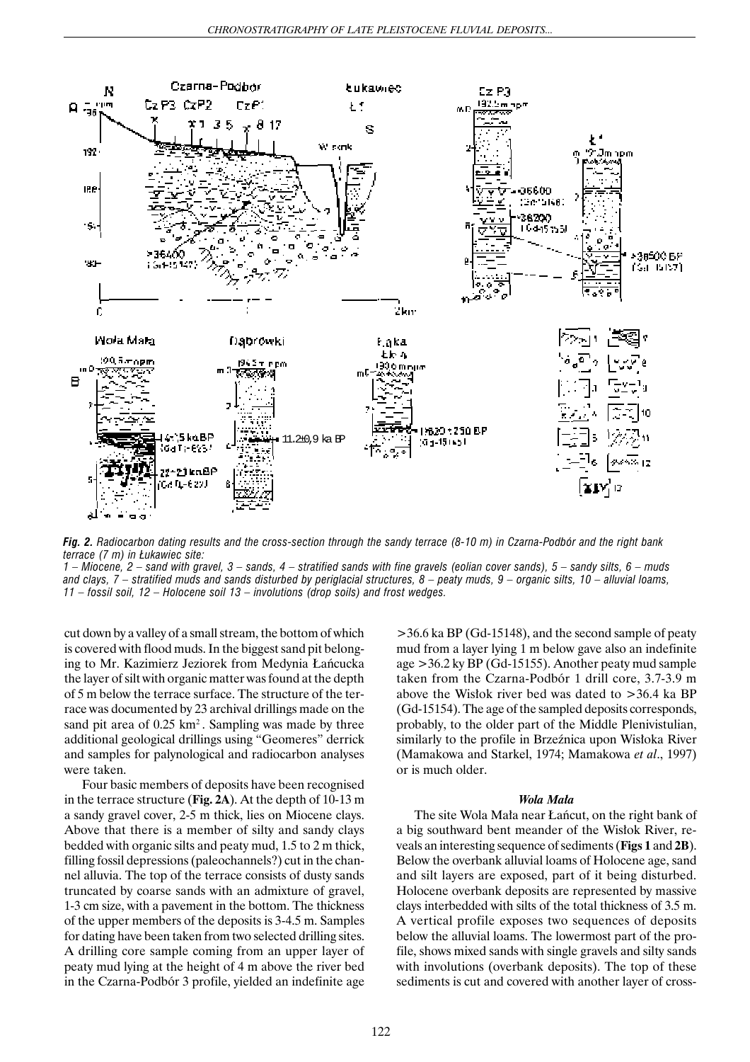Czarna-Podbór

Łukawiec

Cz P3

Ł 1

Wola Mała

Dąbrowki

Łąka

Ł k 4

A

B

N

S

>36600 (Gd-15148)

>36200 (Gd-15155)

>36400 (Gd-15154)

>38500 BP (Gd-15157)

14±5 ka BP

22±2 ka BP

11.2±0,9 ka BP

19820 ± 250 BP (Gd-15151)

2 km

*Fig. 2. Radiocarbon dating results and the cross-section through the sandy terrace (8-10 m) in Czarna-Podbór and the right bank terrace (7 m) in Łukawiec site:*

*1 – Miocene, 2 – sand with gravel, 3 – sands, 4 – stratified sands with fine gravels (eolian cover sands), 5 – sandy silts, 6 – muds and clays, 7 – stratified muds and sands disturbed by periglacial structures, 8 – peaty muds, 9 – organic silts, 10 – alluvial loams, 11 – fossil soil, 12 – Holocene soil 13 – involutions (drop soils) and frost wedges.*

cut down by a valley of a small stream, the bottom of which is covered with flood muds. In the biggest sand pit belonging to Mr. Kazimierz Jeziorek from Medynia Łańcucka the layer of silt with organic matter was found at the depth of 5 m below the terrace surface. The structure of the terrace was documented by 23 archival drillings made on the sand pit area of 0.25 km$^2$. Sampling was made by three additional geological drillings using "Geomeres" derrick and samples for palynological and radiocarbon analyses were taken.

Four basic members of deposits have been recognised in the terrace structure (**Fig. 2A**). At the depth of 10-13 m a sandy gravel cover, 2-5 m thick, lies on Miocene clays. Above that there is a member of silty and sandy clays bedded with organic silts and peaty mud, 1.5 to 2 m thick, filling fossil depressions (paleochannels?) cut in the channel alluvia. The top of the terrace consists of dusty sands truncated by coarse sands with an admixture of gravel, 1-3 cm size, with a pavement in the bottom. The thickness of the upper members of the deposits is 3-4.5 m. Samples for dating have been taken from two selected drilling sites. A drilling core sample coming from an upper layer of peaty mud lying at the height of 4 m above the river bed in the Czarna-Podbór 3 profile, yielded an indefinite age >36.6 ka BP (Gd-15148), and the second sample of peaty mud from a layer lying 1 m below gave also an indefinite age >36.2 ky BP (Gd-15155). Another peaty mud sample taken from the Czarna-Podbór 1 drill core, 3.7-3.9 m above the Wisłok river bed was dated to >36.4 ka BP (Gd-15154). The age of the sampled deposits corresponds, probably, to the older part of the Middle Plenivistulian, similarly to the profile in Brzeźnica upon Wisłoka River (Mamakowa and Starkel, 1974; Mamakowa *et al*., 1997) or is much older.

#### *Wola Mała*

The site Wola Mała near Łańcut, on the right bank of a big southward bent meander of the Wisłok River, reveals an interesting sequence of sediments (**Figs 1** and **2B**). Below the overbank alluvial loams of Holocene age, sand and silt layers are exposed, part of it being disturbed. Holocene overbank deposits are represented by massive clays interbedded with silts of the total thickness of 3.5 m. A vertical profile exposes two sequences of deposits below the alluvial loams. The lowermost part of the profile, shows mixed sands with single gravels and silty sands with involutions (overbank deposits). The top of these sediments is cut and covered with another layer of cross-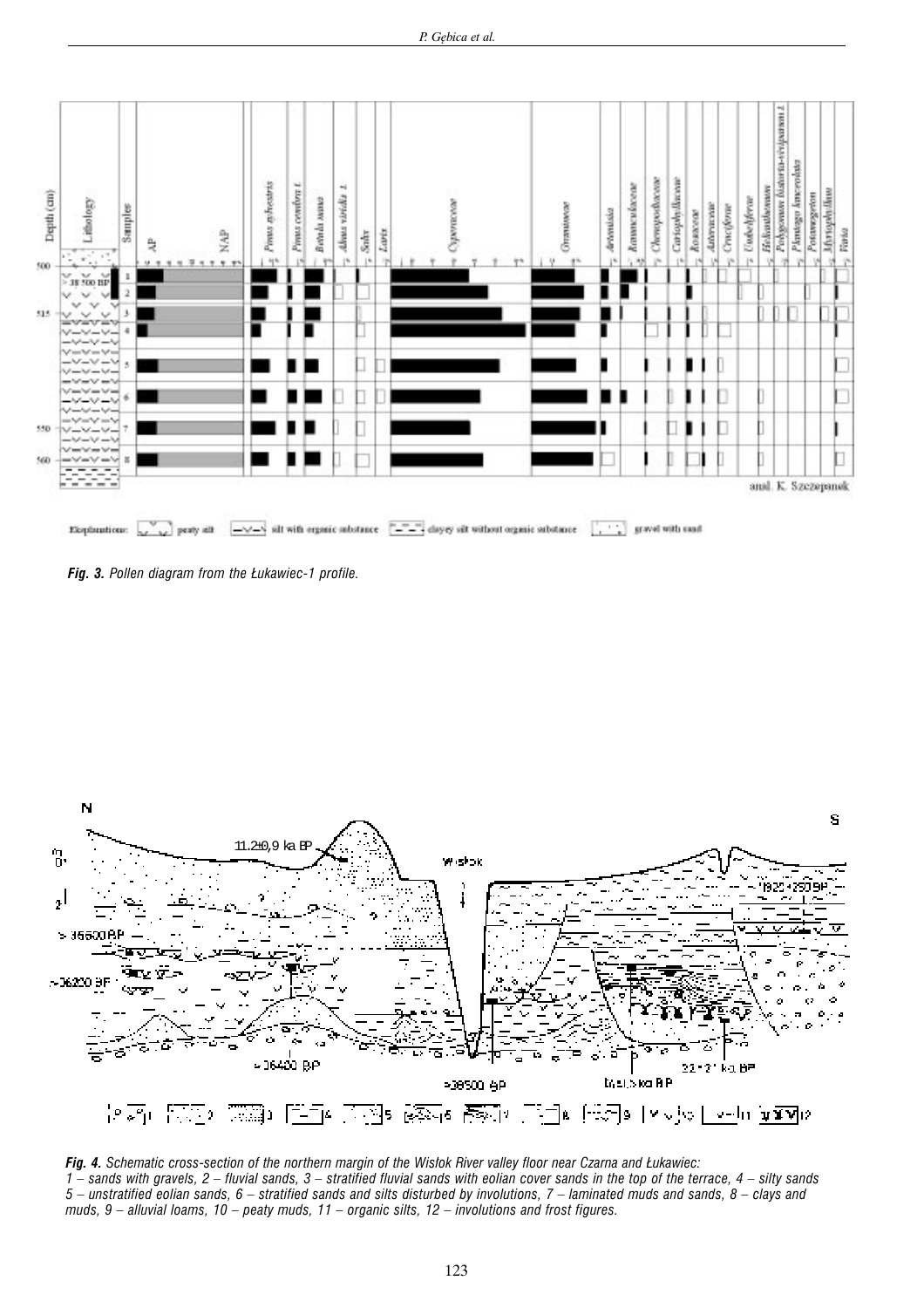Depth (cm)

Lithology

Samples

AP

NAP

Pinus sylvestris

Pinus cembra t.

Betula nana

Alnus viridis t.

Salix

Larix

Cyperaceae

Gramineae

Artemisia

Ranunculaceae

Chenopodiaceae

Caryophyllaceae

Rosaceae

Asteraceae

Cruciferae

Umbelliferae

Helianthemum

Polygonum bistorta-viviparum t.

Plantago lanceolata

Potamogeton

Myriophyllum

Varia

500

515

550

560

>38 500 BP

1

2

3

4

5

6

7

8

anal. K. Szczepanek

Explanations: peaty silt silt with organic substance clayey silt without organic substance gravel with sand

***Fig. 3.*** *Pollen diagram from the Łukawiec-1 profile.*

N

S

0 m

2

11.2±0,9 ka BP

Wisłok

1920 ± 250 BP

> 36500 BP

>36200 BP

>36400 BP

>38500 BP

22 ± 2,1 ka BP

>43.5 ka BP

1 2 3 4 5 6 7 8 9 10 11 12

***Fig. 4.*** *Schematic cross-section of the northern margin of the Wisłok River valley floor near Czarna and Łukawiec:*
*1 – sands with gravels, 2 – fluvial sands, 3 – stratified fluvial sands with eolian cover sands in the top of the terrace, 4 – silty sands 5 – unstratified eolian sands, 6 – stratified sands and silts disturbed by involutions, 7 – laminated muds and sands, 8 – clays and muds, 9 – alluvial loams, 10 – peaty muds, 11 – organic silts, 12 – involutions and frost figures.*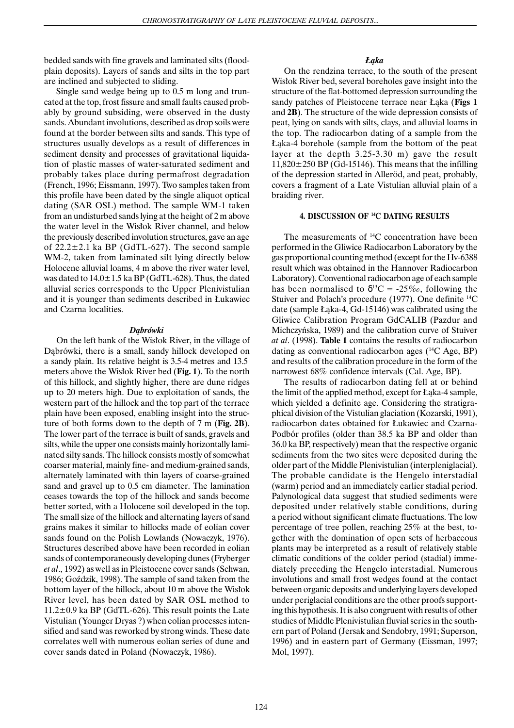bedded sands with fine gravels and laminated silts (floodplain deposits). Layers of sands and silts in the top part are inclined and subjected to sliding.

Single sand wedge being up to 0.5 m long and truncated at the top, frost fissure and small faults caused probably by ground subsiding, were observed in the dusty sands. Abundant involutions, described as drop soils were found at the border between silts and sands. This type of structures usually develops as a result of differences in sediment density and processes of gravitational liquidation of plastic masses of water-saturated sediment and probably takes place during permafrost degradation (French, 1996; Eissmann, 1997). Two samples taken from this profile have been dated by the single aliquot optical dating (SAR OSL) method. The sample WM-1 taken from an undisturbed sands lying at the height of 2 m above the water level in the Wisłok River channel, and below the previously described involution structures, gave an age of 22.2±2.1 ka BP (GdTL-627). The second sample WM-2, taken from laminated silt lying directly below Holocene alluvial loams, 4 m above the river water level, was dated to 14.0±1.5 ka BP (GdTL-628). Thus, the dated alluvial series corresponds to the Upper Plenivistulian and it is younger than sediments described in Łukawiec and Czarna localities.

### *Dąbrówki*

On the left bank of the Wisłok River, in the village of Dąbrówki, there is a small, sandy hillock developed on a sandy plain. Its relative height is 3.5-4 metres and 13.5 meters above the Wisłok River bed (**Fig. 1**). To the north of this hillock, and slightly higher, there are dune ridges up to 20 meters high. Due to exploitation of sands, the western part of the hillock and the top part of the terrace plain have been exposed, enabling insight into the structure of both forms down to the depth of 7 m (**Fig. 2B**). The lower part of the terrace is built of sands, gravels and silts, while the upper one consists mainly horizontally laminated silty sands. The hillock consists mostly of somewhat coarser material, mainly fine- and medium-grained sands, alternately laminated with thin layers of coarse-grained sand and gravel up to 0.5 cm diameter. The lamination ceases towards the top of the hillock and sands become better sorted, with a Holocene soil developed in the top. The small size of the hillock and alternating layers of sand grains makes it similar to hillocks made of eolian cover sands found on the Polish Lowlands (Nowaczyk, 1976). Structures described above have been recorded in eolian sands of contemporaneously developing dunes (Fryberger *et al*., 1992) as well as in Pleistocene cover sands (Schwan, 1986; Goździk, 1998). The sample of sand taken from the bottom layer of the hillock, about 10 m above the Wisłok River level, has been dated by SAR OSL method to 11.2±0.9 ka BP (GdTL-626). This result points the Late Vistulian (Younger Dryas ?) when eolian processes intensified and sand was reworked by strong winds. These date correlates well with numerous eolian series of dune and cover sands dated in Poland (Nowaczyk, 1986).

### *Łąka*

On the rendzina terrace, to the south of the present Wisłok River bed, several boreholes gave insight into the structure of the flat-bottomed depression surrounding the sandy patches of Pleistocene terrace near Łąka (**Figs 1** and **2B**). The structure of the wide depression consists of peat, lying on sands with silts, clays, and alluvial loams in the top. The radiocarbon dating of a sample from the Łąka-4 borehole (sample from the bottom of the peat layer at the depth 3.25-3.30 m) gave the result 11,820±250 BP (Gd-15146). This means that the infilling of the depression started in Alleröd, and peat, probably, covers a fragment of a Late Vistulian alluvial plain of a braiding river.

## 4. DISCUSSION OF $^{14}$C DATING RESULTS

The measurements of $^{14}$C concentration have been performed in the Gliwice Radiocarbon Laboratory by the gas proportional counting method (except for the Hv-6388 result which was obtained in the Hannover Radiocarbon Laboratory). Conventional radiocarbon age of each sample has been normalised to $\delta^{13}C = -25‰$, following the Stuiver and Polach's procedure (1977). One definite $^{14}$C date (sample Łąka-4, Gd-15146) was calibrated using the Gliwice Calibration Program GdCALIB (Pazdur and Michczyńska, 1989) and the calibration curve of Stuiver *at al*. (1998). **Table 1** contains the results of radiocarbon dating as conventional radiocarbon ages ($^{14}$C Age, BP) and results of the calibration procedure in the form of the narrowest 68% confidence intervals (Cal. Age, BP).

The results of radiocarbon dating fell at or behind the limit of the applied method, except for Łąka-4 sample, which yielded a definite age. Considering the stratigraphical division of the Vistulian glaciation (Kozarski, 1991), radiocarbon dates obtained for Łukawiec and Czarna-Podbór profiles (older than 38.5 ka BP and older than 36.0 ka BP, respectively) mean that the respective organic sediments from the two sites were deposited during the older part of the Middle Plenivistulian (interpleniglacial). The probable candidate is the Hengelo interstadial (warm) period and an immediately earlier stadial period. Palynological data suggest that studied sediments were deposited under relatively stable conditions, during a period without significant climate fluctuations. The low percentage of tree pollen, reaching 25% at the best, together with the domination of open sets of herbaceous plants may be interpreted as a result of relatively stable climatic conditions of the colder period (stadial) immediately preceding the Hengelo interstadial. Numerous involutions and small frost wedges found at the contact between organic deposits and underlying layers developed under periglacial conditions are the other proofs supporting this hypothesis. It is also congruent with results of other studies of Middle Plenivistulian fluvial series in the southern part of Poland (Jersak and Sendobry, 1991; Superson, 1996) and in eastern part of Germany (Eissman, 1997; Mol, 1997).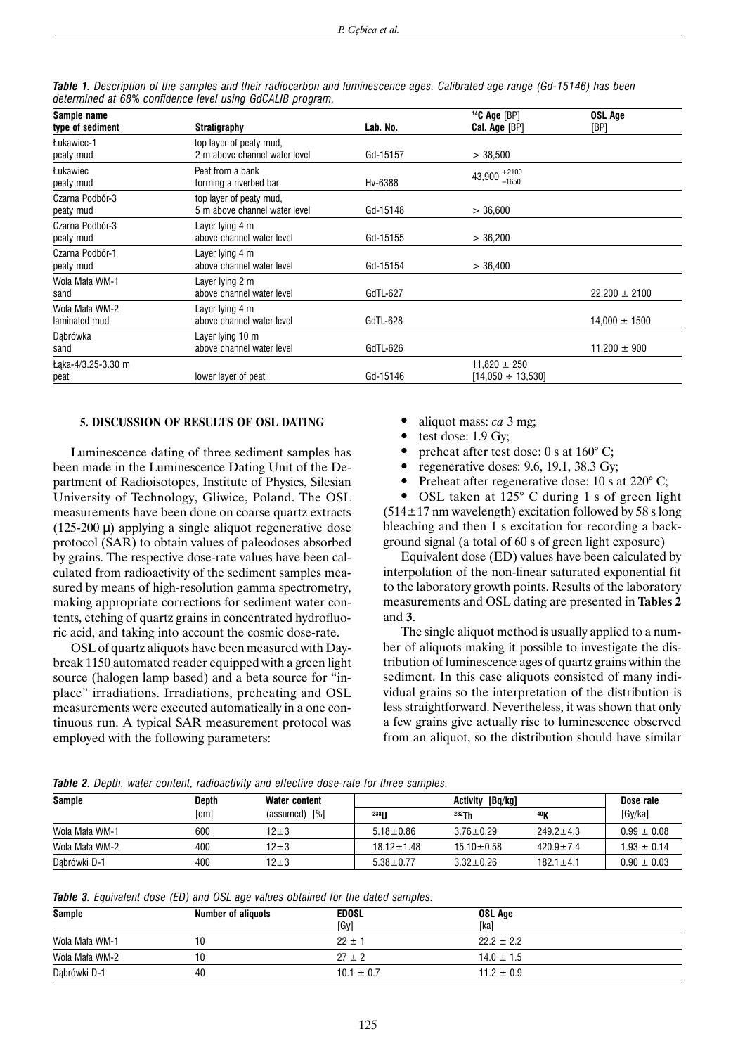*Table 1. Description of the samples and their radiocarbon and luminescence ages. Calibrated age range (Gd-15146) has been determined at 68% confidence level using GdCALIB program.*

| Sample name<br>type of sediment | Stratigraphy | Lab. No. | $^{14}$C Age [BP]<br>Cal. Age [BP] | OSL Age<br>[BP] |
|---|---|---|---|---|
| Łukawiec-1<br>peaty mud | top layer of peaty mud,<br>2 m above channel water level | Gd-15157 | > 38,500 | |
| Łukawiec<br>peaty mud | Peat from a bank<br>forming a riverbed bar | Hv-6388 | $43,900\ ^{+2100}_{-1650}$ | |
| Czarna Podbór-3<br>peaty mud | top layer of peaty mud,<br>5 m above channel water level | Gd-15148 | > 36,600 | |
| Czarna Podbór-3<br>peaty mud | Layer lying 4 m<br>above channel water level | Gd-15155 | > 36,200 | |
| Czarna Podbór-1<br>peaty mud | Layer lying 4 m<br>above channel water level | Gd-15154 | > 36,400 | |
| Wola Mała WM-1<br>sand | Layer lying 2 m<br>above channel water level | GdTL-627 | | 22,200 ± 2100 |
| Wola Mała WM-2<br>laminated mud | Layer lying 4 m<br>above channel water level | GdTL-628 | | 14,000 ± 1500 |
| Dąbrówka<br>sand | Layer lying 10 m<br>above channel water level | GdTL-626 | | 11,200 ± 900 |
| Łąka-4/3.25-3.30 m<br>peat | lower layer of peat | Gd-15146 | 11,820 ± 250<br>[14,050 ÷ 13,530] | |

## 5. DISCUSSION OF RESULTS OF OSL DATING

Luminescence dating of three sediment samples has been made in the Luminescence Dating Unit of the Department of Radioisotopes, Institute of Physics, Silesian University of Technology, Gliwice, Poland. The OSL measurements have been done on coarse quartz extracts (125-200 μ) applying a single aliquot regenerative dose protocol (SAR) to obtain values of paleodoses absorbed by grains. The respective dose-rate values have been calculated from radioactivity of the sediment samples measured by means of high-resolution gamma spectrometry, making appropriate corrections for sediment water contents, etching of quartz grains in concentrated hydrofluoric acid, and taking into account the cosmic dose-rate.

OSL of quartz aliquots have been measured with Daybreak 1150 automated reader equipped with a green light source (halogen lamp based) and a beta source for "in-place" irradiations. Irradiations, preheating and OSL measurements were executed automatically in a one continuous run. A typical SAR measurement protocol was employed with the following parameters:

- aliquot mass: *ca* 3 mg;
- test dose: 1.9 Gy;
- preheat after test dose: 0 s at 160° C;
- regenerative doses: 9.6, 19.1, 38.3 Gy;
- Preheat after regenerative dose: 10 s at 220° C;
- OSL taken at 125° C during 1 s of green light (514±17 nm wavelength) excitation followed by 58 s long bleaching and then 1 s excitation for recording a background signal (a total of 60 s of green light exposure)

Equivalent dose (ED) values have been calculated by interpolation of the non-linear saturated exponential fit to the laboratory growth points. Results of the laboratory measurements and OSL dating are presented in **Tables 2** and **3**.

The single aliquot method is usually applied to a number of aliquots making it possible to investigate the distribution of luminescence ages of quartz grains within the sediment. In this case aliquots consisted of many individual grains so the interpretation of the distribution is less straightforward. Nevertheless, it was shown that only a few grains give actually rise to luminescence observed from an aliquot, so the distribution should have similar

*Table 2. Depth, water content, radioactivity and effective dose-rate for three samples.*

| Sample | Depth<br>[cm] | Water content<br>(assumed) [%] | Activity [Bq/kg]<br>$^{238}$U | <br>$^{232}$Th | <br>$^{40}$K | Dose rate<br>[Gy/ka] |
|---|---|---|---|---|---|---|
| Wola Mała WM-1 | 600 | 12±3 | 5.18±0.86 | 3.76±0.29 | 249.2±4.3 | 0.99 ± 0.08 |
| Wola Mała WM-2 | 400 | 12±3 | 18.12±1.48 | 15.10±0.58 | 420.9±7.4 | 1.93 ± 0.14 |
| Dąbrówki D-1 | 400 | 12±3 | 5.38±0.77 | 3.32±0.26 | 182.1±4.1 | 0.90 ± 0.03 |

*Table 3. Equivalent dose (ED) and OSL age values obtained for the dated samples.*

| Sample | Number of aliquots | EDOSL<br>[Gy] | OSL Age<br>[ka] |
|---|---|---|---|
| Wola Mała WM-1 | 10 | 22 ± 1 | 22.2 ± 2.2 |
| Wola Mała WM-2 | 10 | 27 ± 2 | 14.0 ± 1.5 |
| Dąbrówki D-1 | 40 | 10.1 ± 0.7 | 11.2 ± 0.9 |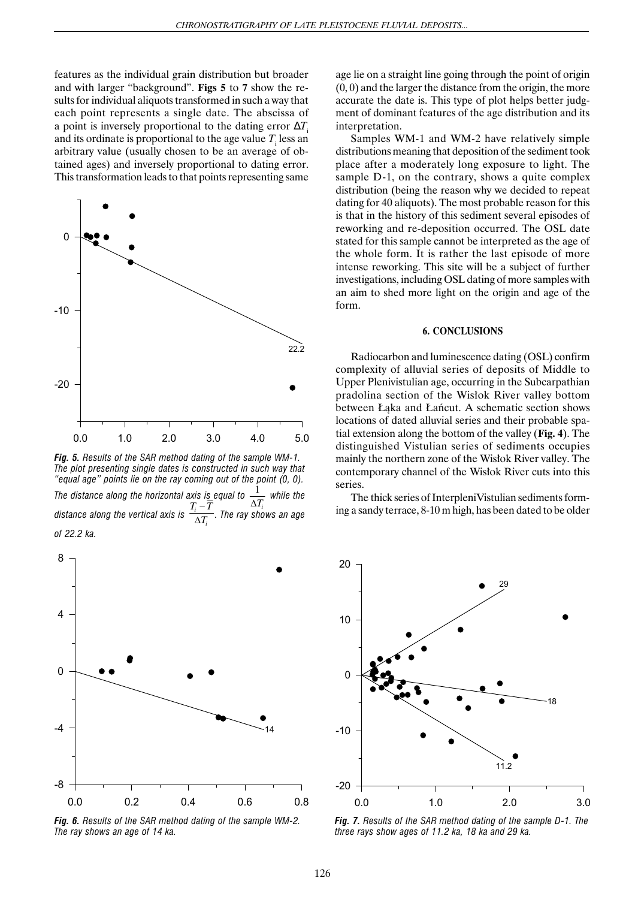features as the individual grain distribution but broader and with larger "background". **Figs 5** to **7** show the results for individual aliquots transformed in such a way that each point represents a single date. The abscissa of a point is inversely proportional to the dating error $\Delta T_i$ and its ordinate is proportional to the age value $T_i$ less an arbitrary value (usually chosen to be an average of obtained ages) and inversely proportional to dating error. This transformation leads to that points representing same age lie on a straight line going through the point of origin (0, 0) and the larger the distance from the origin, the more accurate the date is. This type of plot helps better judgment of dominant features of the age distribution and its interpretation.

0
-10
-20
22.2
0.0 1.0 2.0 3.0 4.0 5.0

***Fig. 5.*** *Results of the SAR method dating of the sample WM-1. The plot presenting single dates is constructed in such way that "equal age" points lie on the ray coming out of the point (0, 0). The distance along the horizontal axis is equal to* $\frac{1}{\Delta T_i}$ *while the distance along the vertical axis is* $\frac{T_i - \overline{T}}{\Delta T_i}$*. The ray shows an age of 22.2 ka.*

Samples WM-1 and WM-2 have relatively simple distributions meaning that deposition of the sediment took place after a moderately long exposure to light. The sample D-1, on the contrary, shows a quite complex distribution (being the reason why we decided to repeat dating for 40 aliquots). The most probable reason for this is that in the history of this sediment several episodes of reworking and re-deposition occurred. The OSL date stated for this sample cannot be interpreted as the age of the whole form. It is rather the last episode of more intense reworking. This site will be a subject of further investigations, including OSL dating of more samples with an aim to shed more light on the origin and age of the form.

## 6. CONCLUSIONS

Radiocarbon and luminescence dating (OSL) confirm complexity of alluvial series of deposits of Middle to Upper Plenivistulian age, occurring in the Subcarpathian pradolina section of the Wisłok River valley bottom between Łąka and Łańcut. A schematic section shows locations of dated alluvial series and their probable spatial extension along the bottom of the valley (**Fig. 4**). The distinguished Vistulian series of sediments occupies mainly the northern zone of the Wisłok River valley. The contemporary channel of the Wisłok River cuts into this series.

The thick series of InterpleniVistulian sediments forming a sandy terrace, 8-10 m high, has been dated to be older

8
4
0
-4
-8
14
0.0 0.2 0.4 0.6 0.8

***Fig. 6.*** *Results of the SAR method dating of the sample WM-2. The ray shows an age of 14 ka.*

20
10
0
-10
-20
29
18
11.2
0.0 1.0 2.0 3.0

***Fig. 7.*** *Results of the SAR method dating of the sample D-1. The three rays show ages of 11.2 ka, 18 ka and 29 ka.*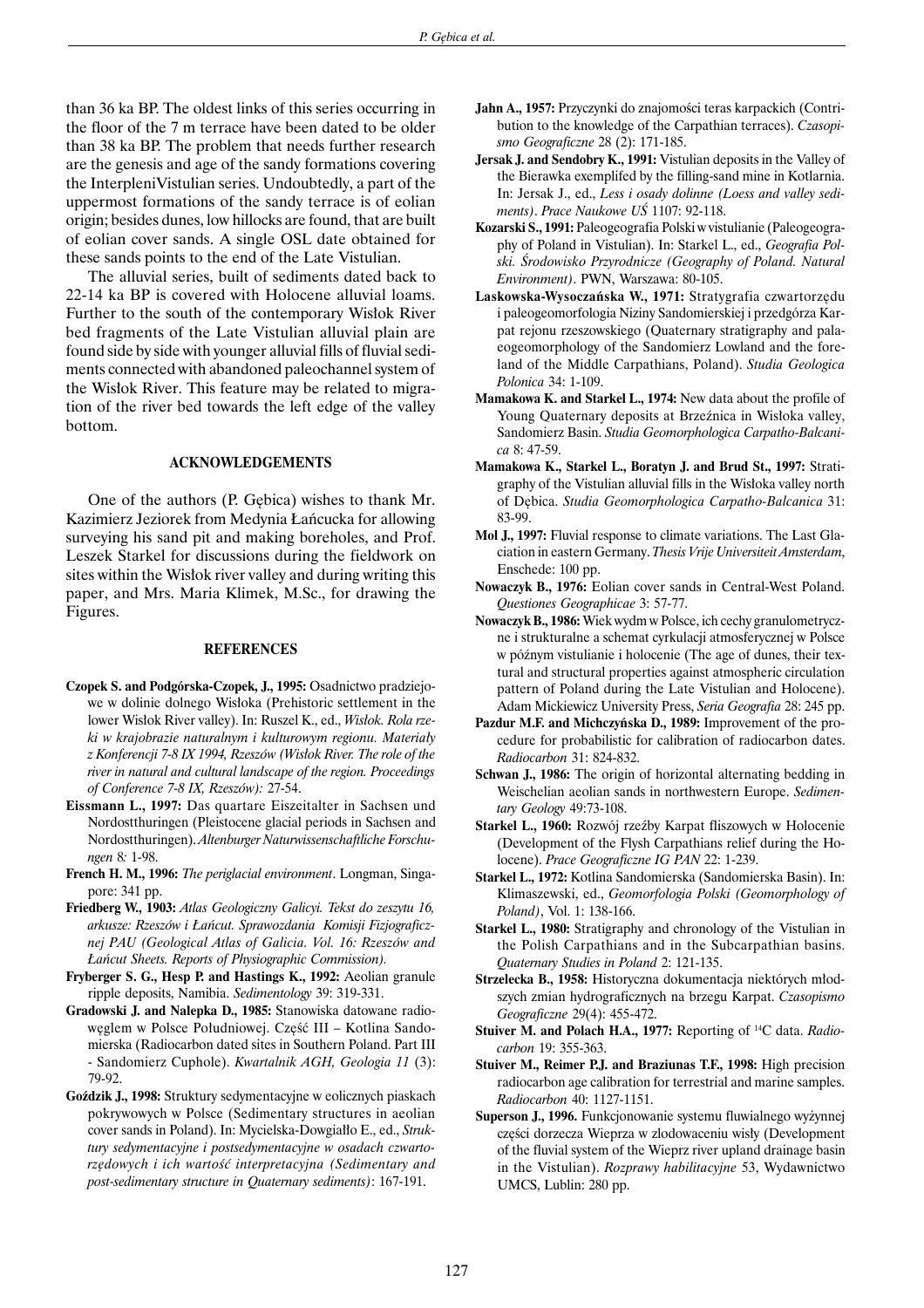than 36 ka BP. The oldest links of this series occurring in the floor of the 7 m terrace have been dated to be older than 38 ka BP. The problem that needs further research are the genesis and age of the sandy formations covering the InterpleniVistulian series. Undoubtedly, a part of the uppermost formations of the sandy terrace is of eolian origin; besides dunes, low hillocks are found, that are built of eolian cover sands. A single OSL date obtained for these sands points to the end of the Late Vistulian.

The alluvial series, built of sediments dated back to 22-14 ka BP is covered with Holocene alluvial loams. Further to the south of the contemporary Wisłok River bed fragments of the Late Vistulian alluvial plain are found side by side with younger alluvial fills of fluvial sediments connected with abandoned paleochannel system of the Wisłok River. This feature may be related to migration of the river bed towards the left edge of the valley bottom.

## ACKNOWLEDGEMENTS

One of the authors (P. Gębica) wishes to thank Mr. Kazimierz Jeziorek from Medynia Łańcucka for allowing surveying his sand pit and making boreholes, and Prof. Leszek Starkel for discussions during the fieldwork on sites within the Wisłok river valley and during writing this paper, and Mrs. Maria Klimek, M.Sc., for drawing the Figures.

## REFERENCES

**Czopek S. and Podgórska-Czopek, J., 1995:** Osadnictwo pradziejowe w dolinie dolnego Wisłoka (Prehistoric settlement in the lower Wisłok River valley). In: Ruszel K., ed., *Wisłok. Rola rzeki w krajobrazie naturalnym i kulturowym regionu. Materiały z Konferencji 7-8 IX 1994, Rzeszów (Wisłok River. The role of the river in natural and cultural landscape of the region. Proceedings of Conference 7-8 IX, Rzeszów):* 27-54.

**Eissmann L., 1997:** Das quartare Eiszeitalter in Sachsen und Nordostthuringen (Pleistocene glacial periods in Sachsen and Nordostthuringen). *Altenburger Naturwissenschaftliche Forschungen* 8*:* 1-98.

**French H. M., 1996:** *The periglacial environment*. Longman, Singapore: 341 pp.

**Friedberg W., 1903:** *Atlas Geologiczny Galicyi. Tekst do zeszytu 16, arkusze: Rzeszów i Łańcut. Sprawozdania Komisji Fizjograficznej PAU (Geological Atlas of Galicia. Vol. 16: Rzeszów and Łańcut Sheets. Reports of Physiographic Commission).*

**Fryberger S. G., Hesp P. and Hastings K., 1992:** Aeolian granule ripple deposits, Namibia. *Sedimentology* 39: 319-331.

**Gradowski J. and Nalepka D., 1985:** Stanowiska datowane radiowęglem w Polsce Południowej. Część III – Kotlina Sandomierska (Radiocarbon dated sites in Southern Poland. Part III - Sandomierz Cuphole). *Kwartalnik AGH, Geologia 11* (3): 79-92.

**Goździk J., 1998:** Struktury sedymentacyjne w eolicznych piaskach pokrywowych w Polsce (Sedimentary structures in aeolian cover sands in Poland). In: Mycielska-Dowgiałło E., ed., *Struktury sedymentacyjne i postsedymentacyjne w osadach czwartorzędowych i ich wartość interpretacyjna (Sedimentary and post-sedimentary structure in Quaternary sediments)*: 167-191.

**Jahn A., 1957:** Przyczynki do znajomości teras karpackich (Contribution to the knowledge of the Carpathian terraces). *Czasopismo Geograficzne* 28 (2): 171-185.

**Jersak J. and Sendobry K., 1991:** Vistulian deposits in the Valley of the Bierawka exemplifed by the filling-sand mine in Kotlarnia. In: Jersak J., ed., *Less i osady dolinne (Loess and valley sediments)*. *Prace Naukowe UŚ* 1107: 92-118.

**Kozarski S., 1991:** Paleogeografia Polski w vistulianie (Paleogeography of Poland in Vistulian). In: Starkel L., ed., *Geografia Polski. Środowisko Przyrodnicze (Geography of Poland. Natural Environment)*. PWN, Warszawa: 80-105.

**Laskowska-Wysoczańska W., 1971:** Stratygrafia czwartorzędu i paleogeomorfologia Niziny Sandomierskiej i przedgórza Karpat rejonu rzeszowskiego (Quaternary stratigraphy and palaeogeomorphology of the Sandomierz Lowland and the foreland of the Middle Carpathians, Poland). *Studia Geologica Polonica* 34: 1-109.

**Mamakowa K. and Starkel L., 1974:** New data about the profile of Young Quaternary deposits at Brzeźnica in Wisłoka valley, Sandomierz Basin. *Studia Geomorphologica Carpatho-Balcanica* 8: 47-59.

**Mamakowa K., Starkel L., Boratyn J. and Brud St., 1997:** Stratigraphy of the Vistulian alluvial fills in the Wisłoka valley north of Dębica. *Studia Geomorphologica Carpatho-Balcanica* 31: 83-99.

**Mol J., 1997:** Fluvial response to climate variations. The Last Glaciation in eastern Germany. *Thesis Vrije Universiteit Amsterdam*, Enschede: 100 pp.

**Nowaczyk B., 1976:** Eolian cover sands in Central-West Poland. *Questiones Geographicae* 3: 57-77.

**Nowaczyk B., 1986:** Wiek wydm w Polsce, ich cechy granulometryczne i strukturalne a schemat cyrkulacji atmosferycznej w Polsce w późnym vistulianie i holocenie (The age of dunes, their textural and structural properties against atmospheric circulation pattern of Poland during the Late Vistulian and Holocene). Adam Mickiewicz University Press, *Seria Geografia* 28: 245 pp.

**Pazdur M.F. and Michczyńska D., 1989:** Improvement of the procedure for probabilistic for calibration of radiocarbon dates. *Radiocarbon* 31: 824-832.

**Schwan J., 1986:** The origin of horizontal alternating bedding in Weischelian aeolian sands in northwestern Europe. *Sedimentary Geology* 49:73-108.

**Starkel L., 1960:** Rozwój rzeźby Karpat fliszowych w Holocenie (Development of the Flysh Carpathians relief during the Holocene). *Prace Geograficzne IG PAN* 22: 1-239.

**Starkel L., 1972:** Kotlina Sandomierska (Sandomierska Basin). In: Klimaszewski, ed., *Geomorfologia Polski (Geomorphology of Poland)*, Vol. 1: 138-166.

**Starkel L., 1980:** Stratigraphy and chronology of the Vistulian in the Polish Carpathians and in the Subcarpathian basins. *Quaternary Studies in Poland* 2: 121-135.

**Strzelecka B., 1958:** Historyczna dokumentacja niektórych młodszych zmian hydrograficznych na brzegu Karpat. *Czasopismo Geograficzne* 29(4): 455-472.

**Stuiver M. and Polach H.A., 1977:** Reporting of $^{14}C$ data. *Radiocarbon* 19: 355-363.

**Stuiver M., Reimer P.J. and Braziunas T.F., 1998:** High precision radiocarbon age calibration for terrestrial and marine samples. *Radiocarbon* 40: 1127-1151.

**Superson J., 1996.** Funkcjonowanie systemu fluwialnego wyżynnej części dorzecza Wieprza w zlodowaceniu wisły (Development of the fluvial system of the Wieprz river upland drainage basin in the Vistulian). *Rozprawy habilitacyjne* 53, Wydawnictwo UMCS, Lublin: 280 pp.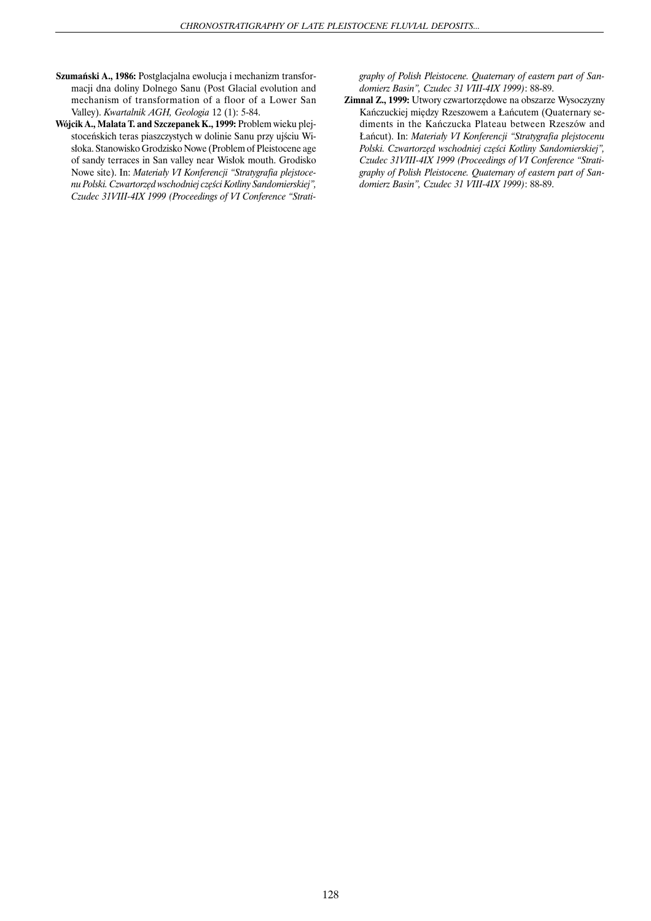**Szumański A., 1986:** Postglacjalna ewolucja i mechanizm transformacji dna doliny Dolnego Sanu (Post Glacial evolution and mechanism of transformation of a floor of a Lower San Valley). *Kwartalnik AGH, Geologia* 12 (1): 5-84.

**Wójcik A., Malata T. and Szczepanek K., 1999:** Problem wieku plejstoceńskich teras piaszczystych w dolinie Sanu przy ujściu Wisłoka. Stanowisko Grodzisko Nowe (Problem of Pleistocene age of sandy terraces in San valley near Wisłok mouth. Grodisko Nowe site). In: *Materiały VI Konferencji "Stratygrafia plejstocenu Polski. Czwartorzęd wschodniej części Kotliny Sandomierskiej", Czudec 31VIII-4IX 1999 (Proceedings of VI Conference "Stratigraphy of Polish Pleistocene. Quaternary of eastern part of Sandomierz Basin", Czudec 31 VIII-4IX 1999)*: 88-89.

**Zimnal Z., 1999:** Utwory czwartorzędowe na obszarze Wysoczyzny Kańczuckiej między Rzeszowem a Łańcutem (Quaternary sediments in the Kańczucka Plateau between Rzeszów and Łańcut). In: *Materiały VI Konferencji "Stratygrafia plejstocenu Polski. Czwartorzęd wschodniej części Kotliny Sandomierskiej", Czudec 31VIII-4IX 1999 (Proceedings of VI Conference "Stratigraphy of Polish Pleistocene. Quaternary of eastern part of Sandomierz Basin", Czudec 31 VIII-4IX 1999)*: 88-89.